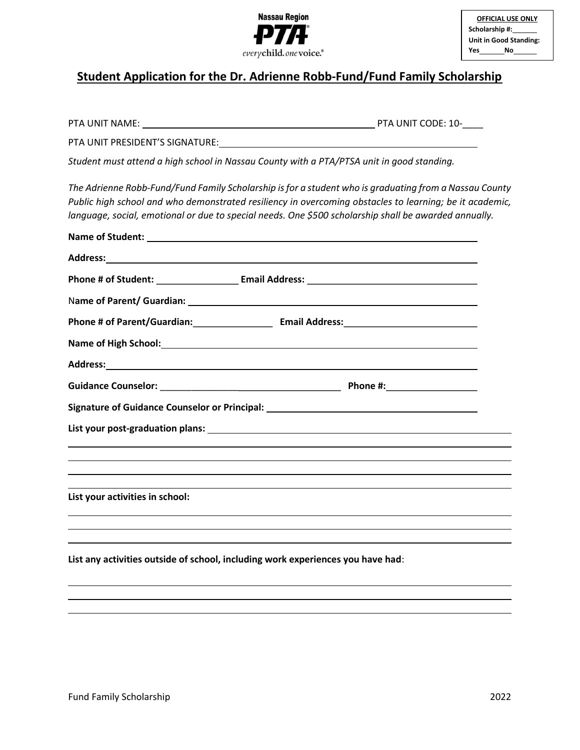Nassau Region

PTA

everychild.onevoice.®

**OFFICIAL USE ONLY**
**Scholarship #:______**
**Unit in Good Standing:**
**Yes______No______**

## Student Application for the Dr. Adrienne Robb-Fund/Fund Family Scholarship

PTA UNIT NAME: ____________________________________________ PTA UNIT CODE: 10-____

PTA UNIT PRESIDENT'S SIGNATURE: ____________________________________________

*Student must attend a high school in Nassau County with a PTA/PTSA unit in good standing.*

*The Adrienne Robb-Fund/Fund Family Scholarship is for a student who is graduating from a Nassau County Public high school and who demonstrated resiliency in overcoming obstacles to learning; be it academic, language, social, emotional or due to special needs. One $500 scholarship shall be awarded annually.*

**Name of Student:** ____________________________________________

**Address:** ____________________________________________

**Phone # of Student:** ________________ **Email Address:** ________________________________

**Name of Parent/ Guardian:** ____________________________________________

**Phone # of Parent/Guardian:** ________________ **Email Address:** __________________________

**Name of High School:** ____________________________________________

**Address:** ____________________________________________

**Guidance Counselor:** ____________________________________ **Phone #:** __________________

**Signature of Guidance Counselor or Principal:** ________________________________________

**List your post-graduation plans:** ____________________________________________

____________________________________________

____________________________________________

____________________________________________

____________________________________________

**List your activities in school:**

____________________________________________

____________________________________________

____________________________________________

**List any activities outside of school, including work experiences you have had**:

____________________________________________

____________________________________________

____________________________________________

Fund Family Scholarship 2022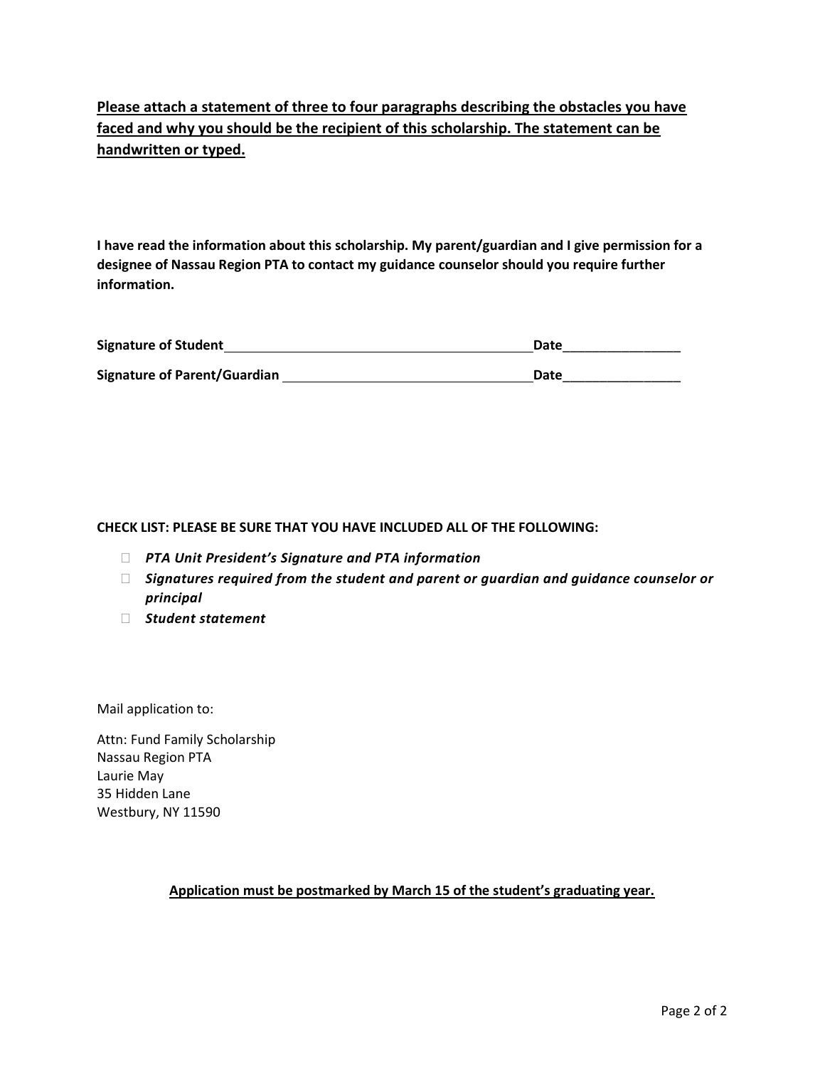**<u>Please attach a statement of three to four paragraphs describing the obstacles you have faced and why you should be the recipient of this scholarship. The statement can be handwritten or typed.</u>**

**I have read the information about this scholarship. My parent/guardian and I give permission for a designee of Nassau Region PTA to contact my guidance counselor should you require further information.**

**Signature of Student**\_\_\_\_\_\_\_\_\_\_\_\_\_\_\_\_\_\_\_\_\_\_\_\_\_\_\_\_\_\_\_\_\_\_\_\_\_\_\_\_\_\_ **Date**\_\_\_\_\_\_\_\_\_\_\_\_\_\_\_\_

**Signature of Parent/Guardian** \_\_\_\_\_\_\_\_\_\_\_\_\_\_\_\_\_\_\_\_\_\_\_\_\_\_\_\_\_\_\_\_\_\_\_ **Date**\_\_\_\_\_\_\_\_\_\_\_\_\_\_\_\_

**CHECK LIST: PLEASE BE SURE THAT YOU HAVE INCLUDED ALL OF THE FOLLOWING:**

- [ ] ***PTA Unit President's Signature and PTA information***
- [ ] ***Signatures required from the student and parent or guardian and guidance counselor or principal***
- [ ] ***Student statement***

Mail application to:

Attn: Fund Family Scholarship
Nassau Region PTA
Laurie May
35 Hidden Lane
Westbury, NY 11590

**<u>Application must be postmarked by March 15 of the student's graduating year.</u>**